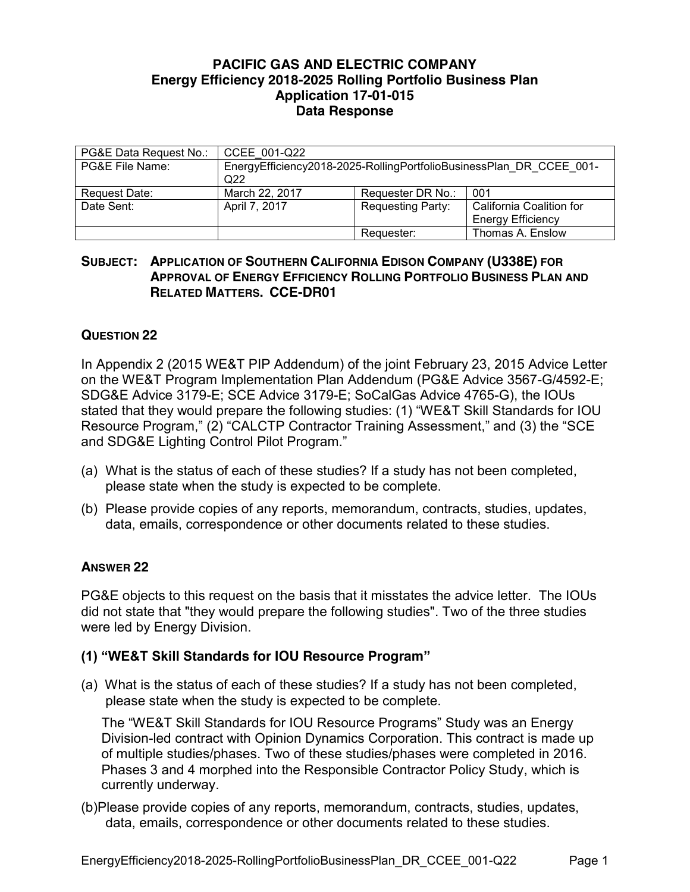**PACIFIC GAS AND ELECTRIC COMPANY**
**Energy Efficiency 2018-2025 Rolling Portfolio Business Plan**
**Application 17-01-015**
**Data Response**

| PG&E Data Request No.: | CCEE_001-Q22 | | |
|---|---|---|---|
| PG&E File Name: | EnergyEfficiency2018-2025-RollingPortfolioBusinessPlan_DR_CCEE_001-Q22 | | |
| Request Date: | March 22, 2017 | Requester DR No.: | 001 |
| Date Sent: | April 7, 2017 | Requesting Party: | California Coalition for Energy Efficiency |
| | | Requester: | Thomas A. Enslow |

**SUBJECT: APPLICATION OF SOUTHERN CALIFORNIA EDISON COMPANY (U338E) FOR APPROVAL OF ENERGY EFFICIENCY ROLLING PORTFOLIO BUSINESS PLAN AND RELATED MATTERS. CCE-DR01**

**QUESTION 22**

In Appendix 2 (2015 WE&T PIP Addendum) of the joint February 23, 2015 Advice Letter on the WE&T Program Implementation Plan Addendum (PG&E Advice 3567-G/4592-E; SDG&E Advice 3179-E; SCE Advice 3179-E; SoCalGas Advice 4765-G), the IOUs stated that they would prepare the following studies: (1) "WE&T Skill Standards for IOU Resource Program," (2) "CALCTP Contractor Training Assessment," and (3) the "SCE and SDG&E Lighting Control Pilot Program."

(a) What is the status of each of these studies? If a study has not been completed, please state when the study is expected to be complete.

(b) Please provide copies of any reports, memorandum, contracts, studies, updates, data, emails, correspondence or other documents related to these studies.

**ANSWER 22**

PG&E objects to this request on the basis that it misstates the advice letter. The IOUs did not state that "they would prepare the following studies". Two of the three studies were led by Energy Division.

**(1) "WE&T Skill Standards for IOU Resource Program"**

(a) What is the status of each of these studies? If a study has not been completed, please state when the study is expected to be complete.

The "WE&T Skill Standards for IOU Resource Programs" Study was an Energy Division-led contract with Opinion Dynamics Corporation. This contract is made up of multiple studies/phases. Two of these studies/phases were completed in 2016. Phases 3 and 4 morphed into the Responsible Contractor Policy Study, which is currently underway.

(b) Please provide copies of any reports, memorandum, contracts, studies, updates, data, emails, correspondence or other documents related to these studies.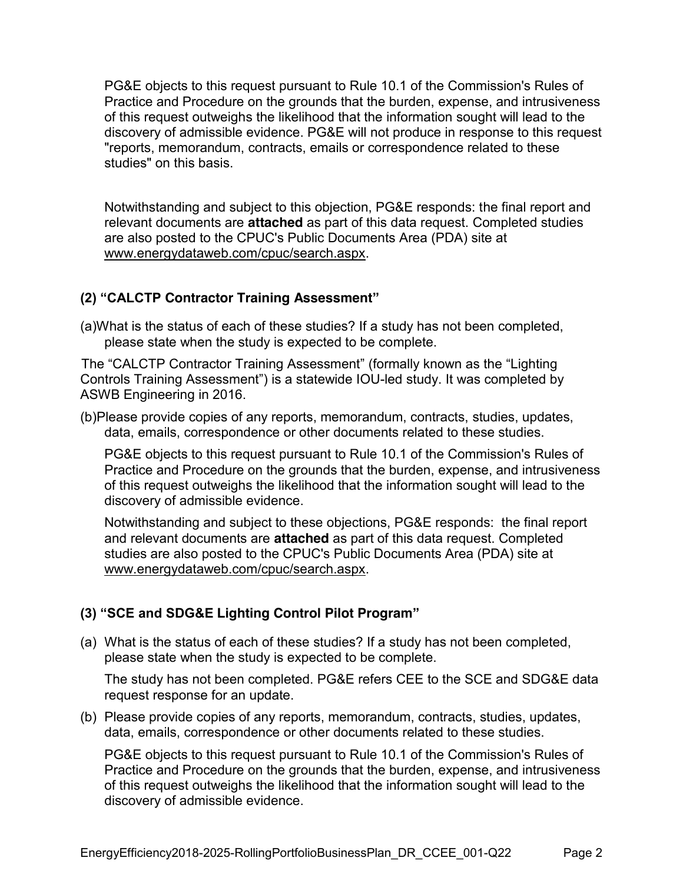PG&E objects to this request pursuant to Rule 10.1 of the Commission's Rules of Practice and Procedure on the grounds that the burden, expense, and intrusiveness of this request outweighs the likelihood that the information sought will lead to the discovery of admissible evidence. PG&E will not produce in response to this request "reports, memorandum, contracts, emails or correspondence related to these studies" on this basis.

Notwithstanding and subject to this objection, PG&E responds: the final report and relevant documents are **attached** as part of this data request. Completed studies are also posted to the CPUC's Public Documents Area (PDA) site at www.energydataweb.com/cpuc/search.aspx.

### (2) "CALCTP Contractor Training Assessment"

(a)What is the status of each of these studies? If a study has not been completed, please state when the study is expected to be complete.

The "CALCTP Contractor Training Assessment" (formally known as the "Lighting Controls Training Assessment") is a statewide IOU-led study. It was completed by ASWB Engineering in 2016.

(b)Please provide copies of any reports, memorandum, contracts, studies, updates, data, emails, correspondence or other documents related to these studies.

PG&E objects to this request pursuant to Rule 10.1 of the Commission's Rules of Practice and Procedure on the grounds that the burden, expense, and intrusiveness of this request outweighs the likelihood that the information sought will lead to the discovery of admissible evidence.

Notwithstanding and subject to these objections, PG&E responds: the final report and relevant documents are **attached** as part of this data request. Completed studies are also posted to the CPUC's Public Documents Area (PDA) site at www.energydataweb.com/cpuc/search.aspx.

### (3) "SCE and SDG&E Lighting Control Pilot Program"

(a) What is the status of each of these studies? If a study has not been completed, please state when the study is expected to be complete.

The study has not been completed. PG&E refers CEE to the SCE and SDG&E data request response for an update.

(b) Please provide copies of any reports, memorandum, contracts, studies, updates, data, emails, correspondence or other documents related to these studies.

PG&E objects to this request pursuant to Rule 10.1 of the Commission's Rules of Practice and Procedure on the grounds that the burden, expense, and intrusiveness of this request outweighs the likelihood that the information sought will lead to the discovery of admissible evidence.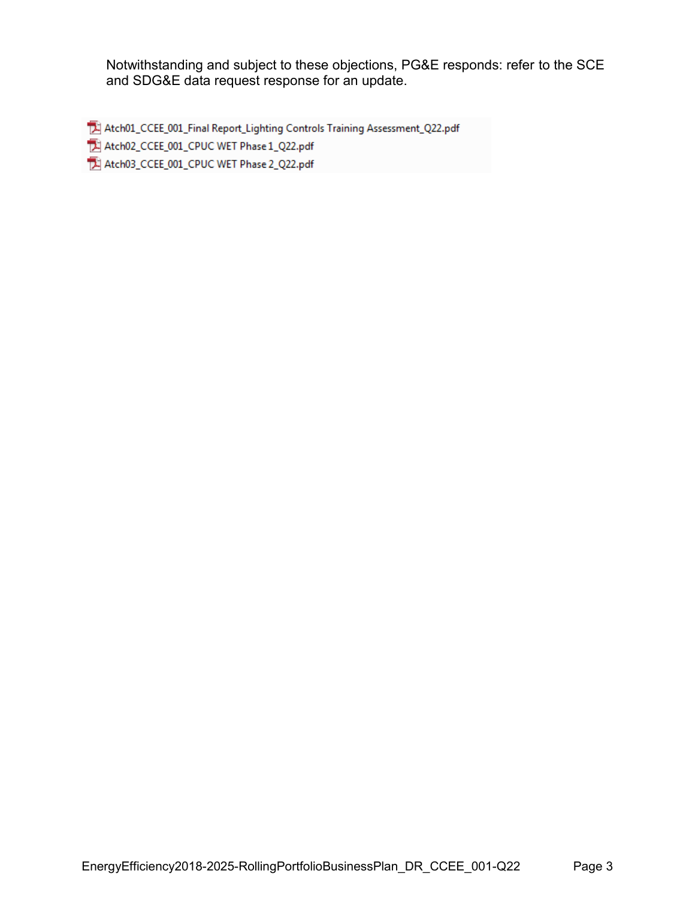Notwithstanding and subject to these objections, PG&E responds: refer to the SCE and SDG&E data request response for an update.

Atch01_CCEE_001_Final Report_Lighting Controls Training Assessment_Q22.pdf
Atch02_CCEE_001_CPUC WET Phase 1_Q22.pdf
Atch03_CCEE_001_CPUC WET Phase 2_Q22.pdf